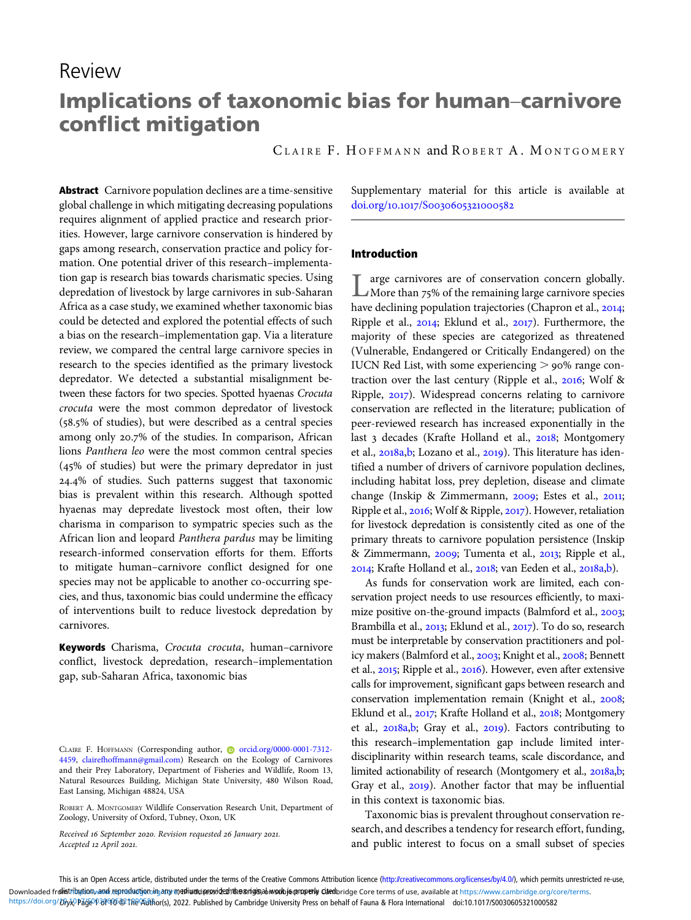Review

# Implications of taxonomic bias for human–carnivore conflict mitigation

CLAIRE F. HOFFMANN and ROBERT A. MONTGOMERY

**Abstract** Carnivore population declines are a time-sensitive global challenge in which mitigating decreasing populations requires alignment of applied practice and research priorities. However, large carnivore conservation is hindered by gaps among research, conservation practice and policy formation. One potential driver of this research–implementation gap is research bias towards charismatic species. Using depredation of livestock by large carnivores in sub-Saharan Africa as a case study, we examined whether taxonomic bias could be detected and explored the potential effects of such a bias on the research–implementation gap. Via a literature review, we compared the central large carnivore species in research to the species identified as the primary livestock depredator. We detected a substantial misalignment between these factors for two species. Spotted hyaenas *Crocuta crocuta* were the most common depredator of livestock (58.5% of studies), but were described as a central species among only 20.7% of the studies. In comparison, African lions *Panthera leo* were the most common central species (45% of studies) but were the primary depredator in just 24.4% of studies. Such patterns suggest that taxonomic bias is prevalent within this research. Although spotted hyaenas may depredate livestock most often, their low charisma in comparison to sympatric species such as the African lion and leopard *Panthera pardus* may be limiting research-informed conservation efforts for them. Efforts to mitigate human–carnivore conflict designed for one species may not be applicable to another co-occurring species, and thus, taxonomic bias could undermine the efficacy of interventions built to reduce livestock depredation by carnivores.

**Keywords** Charisma, *Crocuta crocuta*, human–carnivore conflict, livestock depredation, research–implementation gap, sub-Saharan Africa, taxonomic bias

CLAIRE F. HOFFMANN (Corresponding author, orcid.org/0000-0001-7312-4459, clairefhoffmann@gmail.com) Research on the Ecology of Carnivores and their Prey Laboratory, Department of Fisheries and Wildlife, Room 13, Natural Resources Building, Michigan State University, 480 Wilson Road, East Lansing, Michigan 48824, USA

ROBERT A. MONTGOMERY Wildlife Conservation Research Unit, Department of Zoology, University of Oxford, Tubney, Oxon, UK

Received 16 September 2020. Revision requested 26 January 2021. Accepted 12 April 2021.

Supplementary material for this article is available at doi.org/10.1017/S0030605321000582

## Introduction

Large carnivores are of conservation concern globally. More than 75% of the remaining large carnivore species have declining population trajectories (Chapron et al., 2014; Ripple et al., 2014; Eklund et al., 2017). Furthermore, the majority of these species are categorized as threatened (Vulnerable, Endangered or Critically Endangered) on the IUCN Red List, with some experiencing > 90% range contraction over the last century (Ripple et al., 2016; Wolf & Ripple, 2017). Widespread concerns relating to carnivore conservation are reflected in the literature; publication of peer-reviewed research has increased exponentially in the last 3 decades (Krafte Holland et al., 2018; Montgomery et al., 2018a,b; Lozano et al., 2019). This literature has identified a number of drivers of carnivore population declines, including habitat loss, prey depletion, disease and climate change (Inskip & Zimmermann, 2009; Estes et al., 2011; Ripple et al., 2016; Wolf & Ripple, 2017). However, retaliation for livestock depredation is consistently cited as one of the primary threats to carnivore population persistence (Inskip & Zimmermann, 2009; Tumenta et al., 2013; Ripple et al., 2014; Krafte Holland et al., 2018; van Eeden et al., 2018a,b).

As funds for conservation work are limited, each conservation project needs to use resources efficiently, to maximize positive on-the-ground impacts (Balmford et al., 2003; Brambilla et al., 2013; Eklund et al., 2017). To do so, research must be interpretable by conservation practitioners and policy makers (Balmford et al., 2003; Knight et al., 2008; Bennett et al., 2015; Ripple et al., 2016). However, even after extensive calls for improvement, significant gaps between research and conservation implementation remain (Knight et al., 2008; Eklund et al., 2017; Krafte Holland et al., 2018; Montgomery et al., 2018a,b; Gray et al., 2019). Factors contributing to this research–implementation gap include limited interdisciplinarity within research teams, scale discordance, and limited actionability of research (Montgomery et al., 2018a,b; Gray et al., 2019). Another factor that may be influential in this context is taxonomic bias.

Taxonomic bias is prevalent throughout conservation research, and describes a tendency for research effort, funding, and public interest to focus on a small subset of species

This is an Open Access article, distributed under the terms of the Creative Commons Attribution licence (http://creativecommons.org/licenses/by/4.0/), which permits unrestricted re-use, distribution, and reproduction in any medium, provided the original work is properly cited.

© The Author(s), 2022. Published by Cambridge University Press on behalf of Fauna & Flora International doi:10.1017/S0030605321000582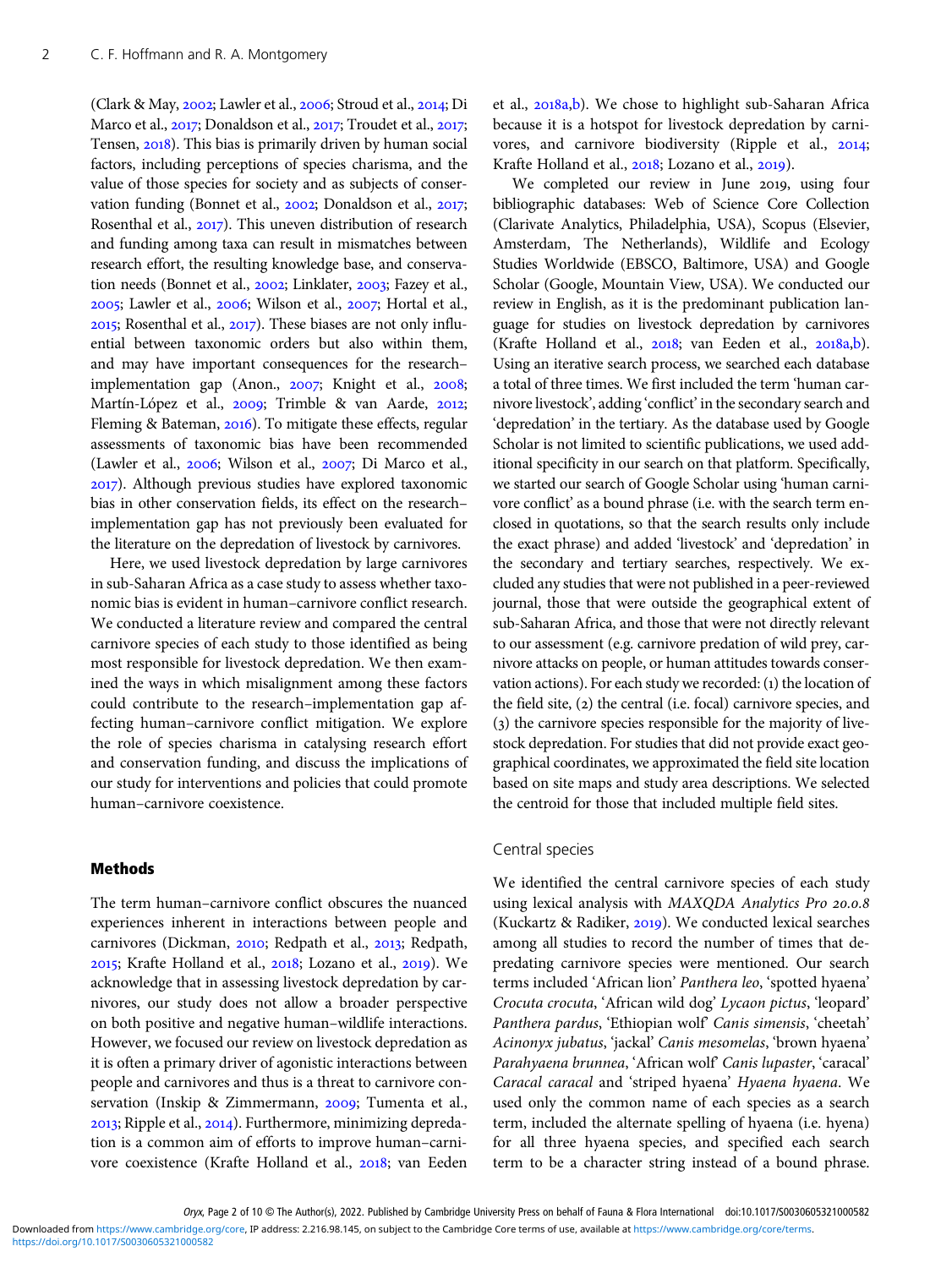(Clark & May, 2002; Lawler et al., 2006; Stroud et al., 2014; Di Marco et al., 2017; Donaldson et al., 2017; Troudet et al., 2017; Tensen, 2018). This bias is primarily driven by human social factors, including perceptions of species charisma, and the value of those species for society and as subjects of conservation funding (Bonnet et al., 2002; Donaldson et al., 2017; Rosenthal et al., 2017). This uneven distribution of research and funding among taxa can result in mismatches between research effort, the resulting knowledge base, and conservation needs (Bonnet et al., 2002; Linklater, 2003; Fazey et al., 2005; Lawler et al., 2006; Wilson et al., 2007; Hortal et al., 2015; Rosenthal et al., 2017). These biases are not only influential between taxonomic orders but also within them, and may have important consequences for the research–implementation gap (Anon., 2007; Knight et al., 2008; Martín-López et al., 2009; Trimble & van Aarde, 2012; Fleming & Bateman, 2016). To mitigate these effects, regular assessments of taxonomic bias have been recommended (Lawler et al., 2006; Wilson et al., 2007; Di Marco et al., 2017). Although previous studies have explored taxonomic bias in other conservation fields, its effect on the research–implementation gap has not previously been evaluated for the literature on the depredation of livestock by carnivores.

Here, we used livestock depredation by large carnivores in sub-Saharan Africa as a case study to assess whether taxonomic bias is evident in human–carnivore conflict research. We conducted a literature review and compared the central carnivore species of each study to those identified as being most responsible for livestock depredation. We then examined the ways in which misalignment among these factors could contribute to the research–implementation gap affecting human–carnivore conflict mitigation. We explore the role of species charisma in catalysing research effort and conservation funding, and discuss the implications of our study for interventions and policies that could promote human–carnivore coexistence.

## Methods

The term human–carnivore conflict obscures the nuanced experiences inherent in interactions between people and carnivores (Dickman, 2010; Redpath et al., 2013; Redpath, 2015; Krafte Holland et al., 2018; Lozano et al., 2019). We acknowledge that in assessing livestock depredation by carnivores, our study does not allow a broader perspective on both positive and negative human–wildlife interactions. However, we focused our review on livestock depredation as it is often a primary driver of agonistic interactions between people and carnivores and thus is a threat to carnivore conservation (Inskip & Zimmermann, 2009; Tumenta et al., 2013; Ripple et al., 2014). Furthermore, minimizing depredation is a common aim of efforts to improve human–carnivore coexistence (Krafte Holland et al., 2018; van Eeden et al., 2018a,b). We chose to highlight sub-Saharan Africa because it is a hotspot for livestock depredation by carnivores, and carnivore biodiversity (Ripple et al., 2014; Krafte Holland et al., 2018; Lozano et al., 2019).

We completed our review in June 2019, using four bibliographic databases: Web of Science Core Collection (Clarivate Analytics, Philadelphia, USA), Scopus (Elsevier, Amsterdam, The Netherlands), Wildlife and Ecology Studies Worldwide (EBSCO, Baltimore, USA) and Google Scholar (Google, Mountain View, USA). We conducted our review in English, as it is the predominant publication language for studies on livestock depredation by carnivores (Krafte Holland et al., 2018; van Eeden et al., 2018a,b). Using an iterative search process, we searched each database a total of three times. We first included the term 'human carnivore livestock', adding 'conflict' in the secondary search and 'depredation' in the tertiary. As the database used by Google Scholar is not limited to scientific publications, we used additional specificity in our search on that platform. Specifically, we started our search of Google Scholar using 'human carnivore conflict' as a bound phrase (i.e. with the search term enclosed in quotations, so that the search results only include the exact phrase) and added 'livestock' and 'depredation' in the secondary and tertiary searches, respectively. We excluded any studies that were not published in a peer-reviewed journal, those that were outside the geographical extent of sub-Saharan Africa, and those that were not directly relevant to our assessment (e.g. carnivore predation of wild prey, carnivore attacks on people, or human attitudes towards conservation actions). For each study we recorded: (1) the location of the field site, (2) the central (i.e. focal) carnivore species, and (3) the carnivore species responsible for the majority of livestock depredation. For studies that did not provide exact geographical coordinates, we approximated the field site location based on site maps and study area descriptions. We selected the centroid for those that included multiple field sites.

### Central species

We identified the central carnivore species of each study using lexical analysis with *MAXQDA Analytics Pro 20.0.8* (Kuckartz & Radiker, 2019). We conducted lexical searches among all studies to record the number of times that depredating carnivore species were mentioned. Our search terms included 'African lion' *Panthera leo*, 'spotted hyaena' *Crocuta crocuta*, 'African wild dog' *Lycaon pictus*, 'leopard' *Panthera pardus*, 'Ethiopian wolf' *Canis simensis*, 'cheetah' *Acinonyx jubatus*, 'jackal' *Canis mesomelas*, 'brown hyaena' *Parahyaena brunnea*, 'African wolf' *Canis lupaster*, 'caracal' *Caracal caracal* and 'striped hyaena' *Hyaena hyaena*. We used only the common name of each species as a search term, included the alternate spelling of hyaena (i.e. hyena) for all three hyaena species, and specified each search term to be a character string instead of a bound phrase.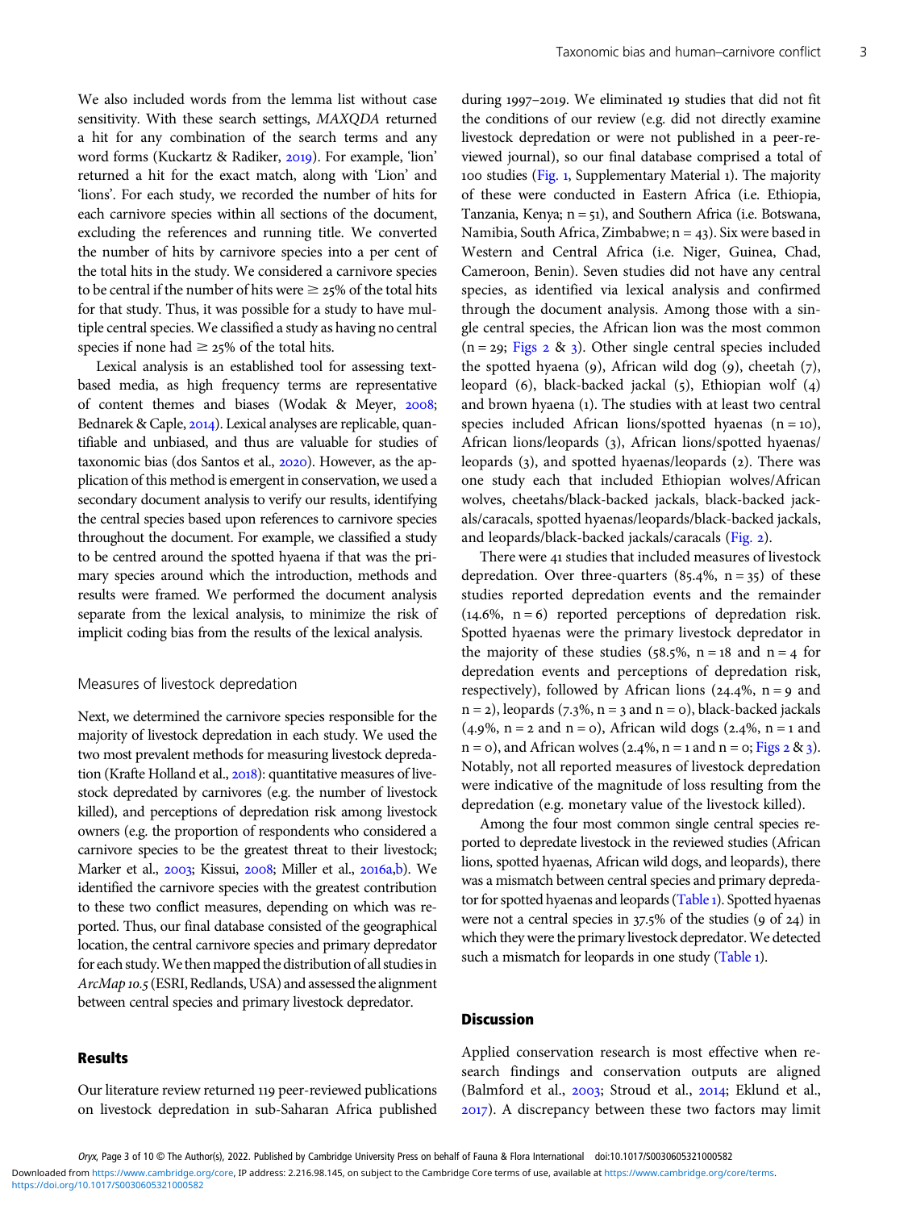We also included words from the lemma list without case sensitivity. With these search settings, *MAXQDA* returned a hit for any combination of the search terms and any word forms (Kuckartz & Radiker, 2019). For example, 'lion' returned a hit for the exact match, along with 'Lion' and 'lions'. For each study, we recorded the number of hits for each carnivore species within all sections of the document, excluding the references and running title. We converted the number of hits by carnivore species into a per cent of the total hits in the study. We considered a carnivore species to be central if the number of hits were ≥ 25% of the total hits for that study. Thus, it was possible for a study to have multiple central species. We classified a study as having no central species if none had ≥ 25% of the total hits.

Lexical analysis is an established tool for assessing text-based media, as high frequency terms are representative of content themes and biases (Wodak & Meyer, 2008; Bednarek & Caple, 2014). Lexical analyses are replicable, quantifiable and unbiased, and thus are valuable for studies of taxonomic bias (dos Santos et al., 2020). However, as the application of this method is emergent in conservation, we used a secondary document analysis to verify our results, identifying the central species based upon references to carnivore species throughout the document. For example, we classified a study to be centred around the spotted hyaena if that was the primary species around which the introduction, methods and results were framed. We performed the document analysis separate from the lexical analysis, to minimize the risk of implicit coding bias from the results of the lexical analysis.

### Measures of livestock depredation

Next, we determined the carnivore species responsible for the majority of livestock depredation in each study. We used the two most prevalent methods for measuring livestock depredation (Krafte Holland et al., 2018): quantitative measures of livestock depredated by carnivores (e.g. the number of livestock killed), and perceptions of depredation risk among livestock owners (e.g. the proportion of respondents who considered a carnivore species to be the greatest threat to their livestock; Marker et al., 2003; Kissui, 2008; Miller et al., 2016a,b). We identified the carnivore species with the greatest contribution to these two conflict measures, depending on which was reported. Thus, our final database consisted of the geographical location, the central carnivore species and primary depredator for each study. We then mapped the distribution of all studies in *ArcMap 10.5* (ESRI, Redlands, USA) and assessed the alignment between central species and primary livestock depredator.

## Results

Our literature review returned 119 peer-reviewed publications on livestock depredation in sub-Saharan Africa published during 1997–2019. We eliminated 19 studies that did not fit the conditions of our review (e.g. did not directly examine livestock depredation or were not published in a peer-reviewed journal), so our final database comprised a total of 100 studies (Fig. 1, Supplementary Material 1). The majority of these were conducted in Eastern Africa (i.e. Ethiopia, Tanzania, Kenya; n = 51), and Southern Africa (i.e. Botswana, Namibia, South Africa, Zimbabwe; n = 43). Six were based in Western and Central Africa (i.e. Niger, Guinea, Chad, Cameroon, Benin). Seven studies did not have any central species, as identified via lexical analysis and confirmed through the document analysis. Among those with a single central species, the African lion was the most common (n = 29; Figs 2 & 3). Other single central species included the spotted hyaena (9), African wild dog (9), cheetah (7), leopard (6), black-backed jackal (5), Ethiopian wolf (4) and brown hyaena (1). The studies with at least two central species included African lions/spotted hyaenas (n = 10), African lions/leopards (3), African lions/spotted hyaenas/leopards (3), and spotted hyaenas/leopards (2). There was one study each that included Ethiopian wolves/African wolves, cheetahs/black-backed jackals, black-backed jackals/caracals, spotted hyaenas/leopards/black-backed jackals, and leopards/black-backed jackals/caracals (Fig. 2).

There were 41 studies that included measures of livestock depredation. Over three-quarters (85.4%, n = 35) of these studies reported depredation events and the remainder (14.6%, n = 6) reported perceptions of depredation risk. Spotted hyaenas were the primary livestock depredator in the majority of these studies (58.5%, n = 18 and n = 4 for depredation events and perceptions of depredation risk, respectively), followed by African lions (24.4%, n = 9 and n = 2), leopards (7.3%, n = 3 and n = 0), black-backed jackals (4.9%, n = 2 and n = 0), African wild dogs (2.4%, n = 1 and n = 0), and African wolves (2.4%, n = 1 and n = 0; Figs 2 & 3). Notably, not all reported measures of livestock depredation were indicative of the magnitude of loss resulting from the depredation (e.g. monetary value of the livestock killed).

Among the four most common single central species reported to depredate livestock in the reviewed studies (African lions, spotted hyaenas, African wild dogs, and leopards), there was a mismatch between central species and primary depredator for spotted hyaenas and leopards (Table 1). Spotted hyaenas were not a central species in 37.5% of the studies (9 of 24) in which they were the primary livestock depredator. We detected such a mismatch for leopards in one study (Table 1).

## Discussion

Applied conservation research is most effective when research findings and conservation outputs are aligned (Balmford et al., 2003; Stroud et al., 2014; Eklund et al., 2017). A discrepancy between these two factors may limit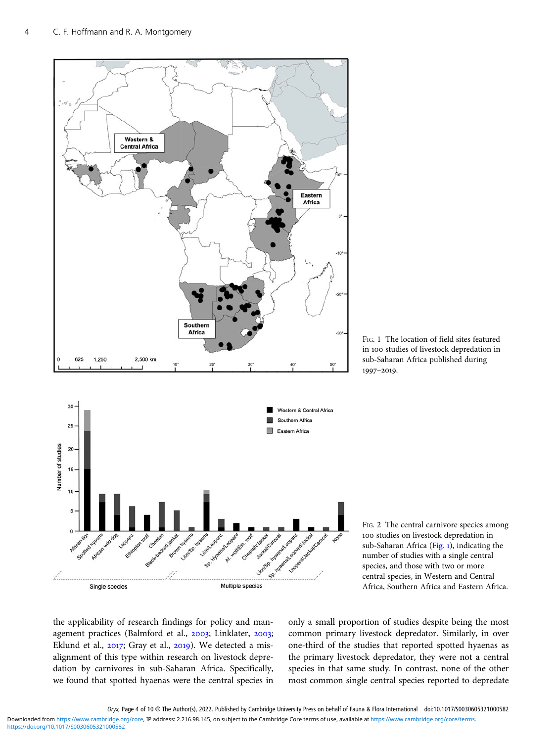FIG. 1 The location of field sites featured in 100 studies of livestock depredation in sub-Saharan Africa published during 1997–2019.

FIG. 2 The central carnivore species among 100 studies on livestock depredation in sub-Saharan Africa (Fig. 1), indicating the number of studies with a single central species, and those with two or more central species, in Western and Central Africa, Southern Africa and Eastern Africa.

the applicability of research findings for policy and management practices (Balmford et al., 2003; Linklater, 2003; Eklund et al., 2017; Gray et al., 2019). We detected a misalignment of this type within research on livestock depredation by carnivores in sub-Saharan Africa. Specifically, we found that spotted hyaenas were the central species in only a small proportion of studies despite being the most common primary livestock depredator. Similarly, in over one-third of the studies that reported spotted hyaenas as the primary livestock depredator, they were not a central species in that same study. In contrast, none of the other most common single central species reported to depredate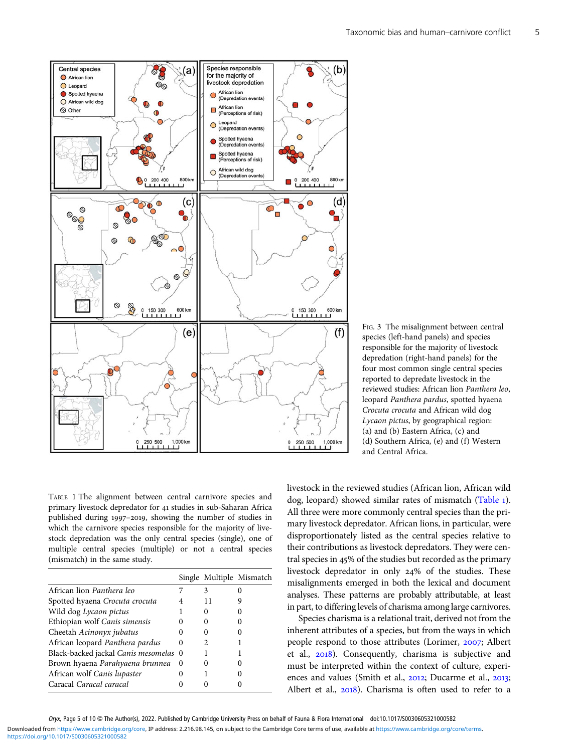Fig. 3 The misalignment between central species (left-hand panels) and species responsible for the majority of livestock depredation (right-hand panels) for the four most common single central species reported to depredate livestock in the reviewed studies: African lion *Panthera leo*, leopard *Panthera pardus*, spotted hyaena *Crocuta crocuta* and African wild dog *Lycaon pictus*, by geographical region: (a) and (b) Eastern Africa, (c) and (d) Southern Africa, (e) and (f) Western and Central Africa.

Table 1 The alignment between central carnivore species and primary livestock depredator for 41 studies in sub-Saharan Africa published during 1997–2019, showing the number of studies in which the carnivore species responsible for the majority of livestock depredation was the only central species (single), one of multiple central species (multiple) or not a central species (mismatch) in the same study.

| | Single | Multiple | Mismatch |
|---|---|---|---|
| African lion *Panthera leo* | 7 | 3 | 0 |
| Spotted hyaena *Crocuta crocuta* | 4 | 11 | 9 |
| Wild dog *Lycaon pictus* | 1 | 0 | 0 |
| Ethiopian wolf *Canis simensis* | 0 | 0 | 0 |
| Cheetah *Acinonyx jubatus* | 0 | 0 | 0 |
| African leopard *Panthera pardus* | 0 | 2 | 1 |
| Black-backed jackal *Canis mesomelas* | 0 | 1 | 1 |
| Brown hyaena *Parahyaena brunnea* | 0 | 0 | 0 |
| African wolf *Canis lupaster* | 0 | 1 | 0 |
| Caracal *Caracal caracal* | 0 | 0 | 0 |

livestock in the reviewed studies (African lion, African wild dog, leopard) showed similar rates of mismatch (Table 1). All three were more commonly central species than the primary livestock depredator. African lions, in particular, were disproportionately listed as the central species relative to their contributions as livestock depredators. They were central species in 45% of the studies but recorded as the primary livestock depredator in only 24% of the studies. These misalignments emerged in both the lexical and document analyses. These patterns are probably attributable, at least in part, to differing levels of charisma among large carnivores.

Species charisma is a relational trait, derived not from the inherent attributes of a species, but from the ways in which people respond to those attributes (Lorimer, 2007; Albert et al., 2018). Consequently, charisma is subjective and must be interpreted within the context of culture, experiences and values (Smith et al., 2012; Ducarme et al., 2013; Albert et al., 2018). Charisma is often used to refer to a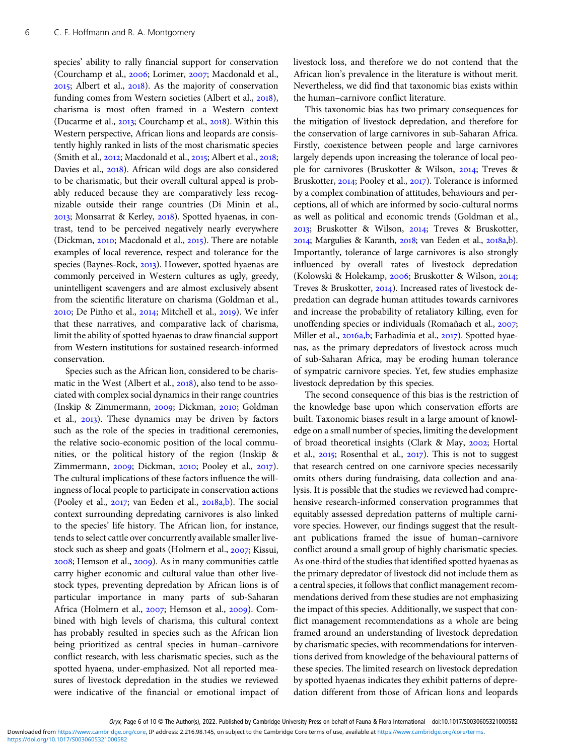species' ability to rally financial support for conservation (Courchamp et al., 2006; Lorimer, 2007; Macdonald et al., 2015; Albert et al., 2018). As the majority of conservation funding comes from Western societies (Albert et al., 2018), charisma is most often framed in a Western context (Ducarme et al., 2013; Courchamp et al., 2018). Within this Western perspective, African lions and leopards are consistently highly ranked in lists of the most charismatic species (Smith et al., 2012; Macdonald et al., 2015; Albert et al., 2018; Davies et al., 2018). African wild dogs are also considered to be charismatic, but their overall cultural appeal is probably reduced because they are comparatively less recognizable outside their range countries (Di Minin et al., 2013; Monsarrat & Kerley, 2018). Spotted hyaenas, in contrast, tend to be perceived negatively nearly everywhere (Dickman, 2010; Macdonald et al., 2015). There are notable examples of local reverence, respect and tolerance for the species (Baynes-Rock, 2013). However, spotted hyaenas are commonly perceived in Western cultures as ugly, greedy, unintelligent scavengers and are almost exclusively absent from the scientific literature on charisma (Goldman et al., 2010; De Pinho et al., 2014; Mitchell et al., 2019). We infer that these narratives, and comparative lack of charisma, limit the ability of spotted hyaenas to draw financial support from Western institutions for sustained research-informed conservation.

Species such as the African lion, considered to be charismatic in the West (Albert et al., 2018), also tend to be associated with complex social dynamics in their range countries (Inskip & Zimmermann, 2009; Dickman, 2010; Goldman et al., 2013). These dynamics may be driven by factors such as the role of the species in traditional ceremonies, the relative socio-economic position of the local communities, or the political history of the region (Inskip & Zimmermann, 2009; Dickman, 2010; Pooley et al., 2017). The cultural implications of these factors influence the willingness of local people to participate in conservation actions (Pooley et al., 2017; van Eeden et al., 2018a,b). The social context surrounding depredating carnivores is also linked to the species' life history. The African lion, for instance, tends to select cattle over concurrently available smaller livestock such as sheep and goats (Holmern et al., 2007; Kissui, 2008; Hemson et al., 2009). As in many communities cattle carry higher economic and cultural value than other livestock types, preventing depredation by African lions is of particular importance in many parts of sub-Saharan Africa (Holmern et al., 2007; Hemson et al., 2009). Combined with high levels of charisma, this cultural context has probably resulted in species such as the African lion being prioritized as central species in human–carnivore conflict research, with less charismatic species, such as the spotted hyaena, under-emphasized. Not all reported measures of livestock depredation in the studies we reviewed were indicative of the financial or emotional impact of livestock loss, and therefore we do not contend that the African lion's prevalence in the literature is without merit. Nevertheless, we did find that taxonomic bias exists within the human–carnivore conflict literature.

This taxonomic bias has two primary consequences for the mitigation of livestock depredation, and therefore for the conservation of large carnivores in sub-Saharan Africa. Firstly, coexistence between people and large carnivores largely depends upon increasing the tolerance of local people for carnivores (Bruskotter & Wilson, 2014; Treves & Bruskotter, 2014; Pooley et al., 2017). Tolerance is informed by a complex combination of attitudes, behaviours and perceptions, all of which are informed by socio-cultural norms as well as political and economic trends (Goldman et al., 2013; Bruskotter & Wilson, 2014; Treves & Bruskotter, 2014; Margulies & Karanth, 2018; van Eeden et al., 2018a,b). Importantly, tolerance of large carnivores is also strongly influenced by overall rates of livestock depredation (Kolowski & Holekamp, 2006; Bruskotter & Wilson, 2014; Treves & Bruskotter, 2014). Increased rates of livestock depredation can degrade human attitudes towards carnivores and increase the probability of retaliatory killing, even for unoffending species or individuals (Romañach et al., 2007; Miller et al., 2016a,b; Farhadinia et al., 2017). Spotted hyaenas, as the primary depredators of livestock across much of sub-Saharan Africa, may be eroding human tolerance of sympatric carnivore species. Yet, few studies emphasize livestock depredation by this species.

The second consequence of this bias is the restriction of the knowledge base upon which conservation efforts are built. Taxonomic biases result in a large amount of knowledge on a small number of species, limiting the development of broad theoretical insights (Clark & May, 2002; Hortal et al., 2015; Rosenthal et al., 2017). This is not to suggest that research centred on one carnivore species necessarily omits others during fundraising, data collection and analysis. It is possible that the studies we reviewed had comprehensive research-informed conservation programmes that equitably assessed depredation patterns of multiple carnivore species. However, our findings suggest that the resultant publications framed the issue of human–carnivore conflict around a small group of highly charismatic species. As one-third of the studies that identified spotted hyaenas as the primary depredator of livestock did not include them as a central species, it follows that conflict management recommendations derived from these studies are not emphasizing the impact of this species. Additionally, we suspect that conflict management recommendations as a whole are being framed around an understanding of livestock depredation by charismatic species, with recommendations for interventions derived from knowledge of the behavioural patterns of these species. The limited research on livestock depredation by spotted hyaenas indicates they exhibit patterns of depredation different from those of African lions and leopards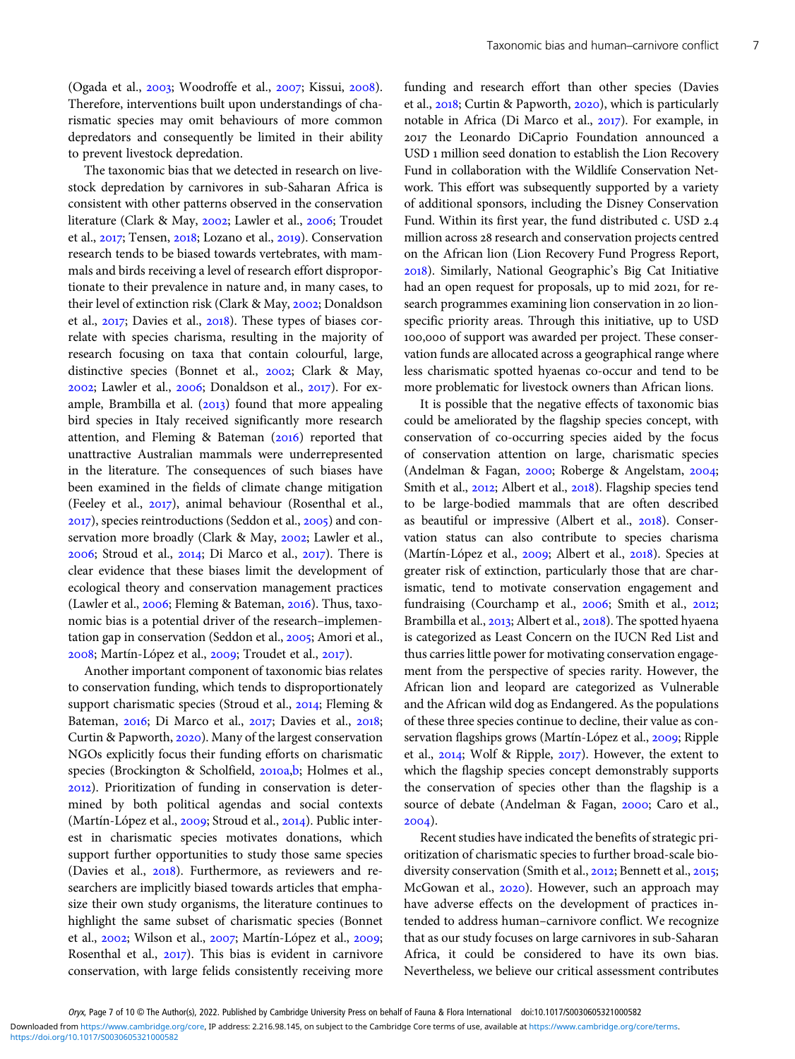(Ogada et al., 2003; Woodroffe et al., 2007; Kissui, 2008). Therefore, interventions built upon understandings of charismatic species may omit behaviours of more common depredators and consequently be limited in their ability to prevent livestock depredation.

The taxonomic bias that we detected in research on livestock depredation by carnivores in sub-Saharan Africa is consistent with other patterns observed in the conservation literature (Clark & May, 2002; Lawler et al., 2006; Troudet et al., 2017; Tensen, 2018; Lozano et al., 2019). Conservation research tends to be biased towards vertebrates, with mammals and birds receiving a level of research effort disproportionate to their prevalence in nature and, in many cases, to their level of extinction risk (Clark & May, 2002; Donaldson et al., 2017; Davies et al., 2018). These types of biases correlate with species charisma, resulting in the majority of research focusing on taxa that contain colourful, large, distinctive species (Bonnet et al., 2002; Clark & May, 2002; Lawler et al., 2006; Donaldson et al., 2017). For example, Brambilla et al. (2013) found that more appealing bird species in Italy received significantly more research attention, and Fleming & Bateman (2016) reported that unattractive Australian mammals were underrepresented in the literature. The consequences of such biases have been examined in the fields of climate change mitigation (Feeley et al., 2017), animal behaviour (Rosenthal et al., 2017), species reintroductions (Seddon et al., 2005) and conservation more broadly (Clark & May, 2002; Lawler et al., 2006; Stroud et al., 2014; Di Marco et al., 2017). There is clear evidence that these biases limit the development of ecological theory and conservation management practices (Lawler et al., 2006; Fleming & Bateman, 2016). Thus, taxonomic bias is a potential driver of the research–implementation gap in conservation (Seddon et al., 2005; Amori et al., 2008; Martín-López et al., 2009; Troudet et al., 2017).

Another important component of taxonomic bias relates to conservation funding, which tends to disproportionately support charismatic species (Stroud et al., 2014; Fleming & Bateman, 2016; Di Marco et al., 2017; Davies et al., 2018; Curtin & Papworth, 2020). Many of the largest conservation NGOs explicitly focus their funding efforts on charismatic species (Brockington & Scholfield, 2010a,b; Holmes et al., 2012). Prioritization of funding in conservation is determined by both political agendas and social contexts (Martín-López et al., 2009; Stroud et al., 2014). Public interest in charismatic species motivates donations, which support further opportunities to study those same species (Davies et al., 2018). Furthermore, as reviewers and researchers are implicitly biased towards articles that emphasize their own study organisms, the literature continues to highlight the same subset of charismatic species (Bonnet et al., 2002; Wilson et al., 2007; Martín-López et al., 2009; Rosenthal et al., 2017). This bias is evident in carnivore conservation, with large felids consistently receiving more funding and research effort than other species (Davies et al., 2018; Curtin & Papworth, 2020), which is particularly notable in Africa (Di Marco et al., 2017). For example, in 2017 the Leonardo DiCaprio Foundation announced a USD 1 million seed donation to establish the Lion Recovery Fund in collaboration with the Wildlife Conservation Network. This effort was subsequently supported by a variety of additional sponsors, including the Disney Conservation Fund. Within its first year, the fund distributed c. USD 2.4 million across 28 research and conservation projects centred on the African lion (Lion Recovery Fund Progress Report, 2018). Similarly, National Geographic's Big Cat Initiative had an open request for proposals, up to mid 2021, for research programmes examining lion conservation in 20 lion-specific priority areas. Through this initiative, up to USD 100,000 of support was awarded per project. These conservation funds are allocated across a geographical range where less charismatic spotted hyaenas co-occur and tend to be more problematic for livestock owners than African lions.

It is possible that the negative effects of taxonomic bias could be ameliorated by the flagship species concept, with conservation of co-occurring species aided by the focus of conservation attention on large, charismatic species (Andelman & Fagan, 2000; Roberge & Angelstam, 2004; Smith et al., 2012; Albert et al., 2018). Flagship species tend to be large-bodied mammals that are often described as beautiful or impressive (Albert et al., 2018). Conservation status can also contribute to species charisma (Martín-López et al., 2009; Albert et al., 2018). Species at greater risk of extinction, particularly those that are charismatic, tend to motivate conservation engagement and fundraising (Courchamp et al., 2006; Smith et al., 2012; Brambilla et al., 2013; Albert et al., 2018). The spotted hyaena is categorized as Least Concern on the IUCN Red List and thus carries little power for motivating conservation engagement from the perspective of species rarity. However, the African lion and leopard are categorized as Vulnerable and the African wild dog as Endangered. As the populations of these three species continue to decline, their value as conservation flagships grows (Martín-López et al., 2009; Ripple et al., 2014; Wolf & Ripple, 2017). However, the extent to which the flagship species concept demonstrably supports the conservation of species other than the flagship is a source of debate (Andelman & Fagan, 2000; Caro et al., 2004).

Recent studies have indicated the benefits of strategic prioritization of charismatic species to further broad-scale biodiversity conservation (Smith et al., 2012; Bennett et al., 2015; McGowan et al., 2020). However, such an approach may have adverse effects on the development of practices intended to address human–carnivore conflict. We recognize that as our study focuses on large carnivores in sub-Saharan Africa, it could be considered to have its own bias. Nevertheless, we believe our critical assessment contributes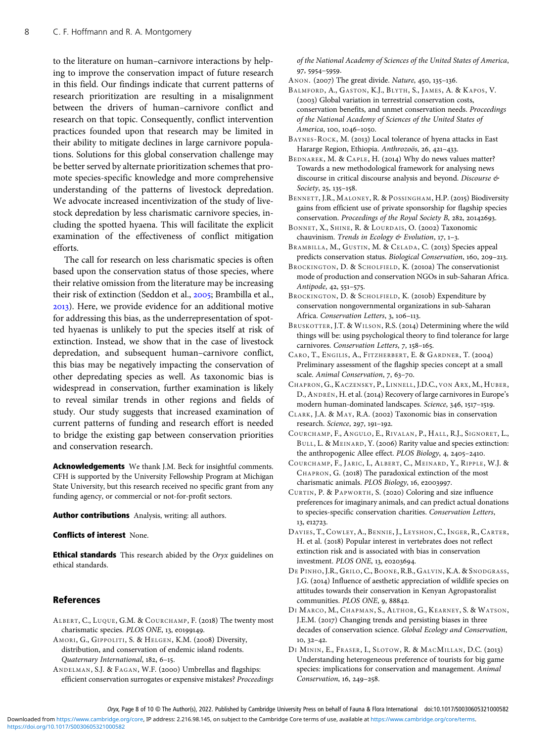to the literature on human–carnivore interactions by helping to improve the conservation impact of future research in this field. Our findings indicate that current patterns of research prioritization are resulting in a misalignment between the drivers of human–carnivore conflict and research on that topic. Consequently, conflict intervention practices founded upon that research may be limited in their ability to mitigate declines in large carnivore populations. Solutions for this global conservation challenge may be better served by alternate prioritization schemes that promote species-specific knowledge and more comprehensive understanding of the patterns of livestock depredation. We advocate increased incentivization of the study of livestock depredation by less charismatic carnivore species, including the spotted hyaena. This will facilitate the explicit examination of the effectiveness of conflict mitigation efforts.

The call for research on less charismatic species is often based upon the conservation status of those species, where their relative omission from the literature may be increasing their risk of extinction (Seddon et al., 2005; Brambilla et al., 2013). Here, we provide evidence for an additional motive for addressing this bias, as the underrepresentation of spotted hyaenas is unlikely to put the species itself at risk of extinction. Instead, we show that in the case of livestock depredation, and subsequent human–carnivore conflict, this bias may be negatively impacting the conservation of other depredating species as well. As taxonomic bias is widespread in conservation, further examination is likely to reveal similar trends in other regions and fields of study. Our study suggests that increased examination of current patterns of funding and research effort is needed to bridge the existing gap between conservation priorities and conservation research.

**Acknowledgements** We thank J.M. Beck for insightful comments. CFH is supported by the University Fellowship Program at Michigan State University, but this research received no specific grant from any funding agency, or commercial or not-for-profit sectors.

**Author contributions** Analysis, writing: all authors.

**Conflicts of interest** None.

**Ethical standards** This research abided by the *Oryx* guidelines on ethical standards.

## References

Albert, C., Luque, G.M. & Courchamp, F. (2018) The twenty most charismatic species. *PLOS ONE*, 13, e0199149.

Amori, G., Gippoliti, S. & Helgen, K.M. (2008) Diversity, distribution, and conservation of endemic island rodents. *Quaternary International*, 182, 6–15.

Andelman, S.J. & Fagan, W.F. (2000) Umbrellas and flagships: efficient conservation surrogates or expensive mistakes? *Proceedings of the National Academy of Sciences of the United States of America*, 97, 5954–5959.

Anon. (2007) The great divide. *Nature*, 450, 135–136.

Balmford, A., Gaston, K.J., Blyth, S., James, A. & Kapos, V. (2003) Global variation in terrestrial conservation costs, conservation benefits, and unmet conservation needs. *Proceedings of the National Academy of Sciences of the United States of America*, 100, 1046–1050.

Baynes-Rock, M. (2013) Local tolerance of hyena attacks in East Hararge Region, Ethiopia. *Anthrozoös*, 26, 421–433.

Bednarek, M. & Caple, H. (2014) Why do news values matter? Towards a new methodological framework for analysing news discourse in critical discourse analysis and beyond. *Discourse & Society*, 25, 135–158.

Bennett, J.R., Maloney, R. & Possingham, H.P. (2015) Biodiversity gains from efficient use of private sponsorship for flagship species conservation. *Proceedings of the Royal Society B*, 282, 20142693.

Bonnet, X., Shine, R. & Lourdais, O. (2002) Taxonomic chauvinism. *Trends in Ecology & Evolution*, 17, 1–3.

Brambilla, M., Gustin, M. & Celada, C. (2013) Species appeal predicts conservation status. *Biological Conservation*, 160, 209–213.

Brockington, D. & Scholfield, K. (2010a) The conservationist mode of production and conservation NGOs in sub-Saharan Africa. *Antipode*, 42, 551–575.

Brockington, D. & Scholfield, K. (2010b) Expenditure by conservation nongovernmental organizations in sub-Saharan Africa. *Conservation Letters*, 3, 106–113.

Bruskotter, J.T. & Wilson, R.S. (2014) Determining where the wild things will be: using psychological theory to find tolerance for large carnivores. *Conservation Letters*, 7, 158–165.

Caro, T., Engilis, A., Fitzherbert, E. & Gardner, T. (2004) Preliminary assessment of the flagship species concept at a small scale. *Animal Conservation*, 7, 63–70.

Chapron, G., Kaczensky, P., Linnell, J.D.C., von Arx, M., Huber, D., Andrén, H. et al. (2014) Recovery of large carnivores in Europe's modern human-dominated landscapes. *Science*, 346, 1517–1519.

Clark, J.A. & May, R.A. (2002) Taxonomic bias in conservation research. *Science*, 297, 191–192.

Courchamp, F., Angulo, E., Rivalan, P., Hall, R.J., Signoret, L., Bull, L. & Meinard, Y. (2006) Rarity value and species extinction: the anthropogenic Allee effect. *PLOS Biology*, 4, 2405–2410.

Courchamp, F., Jaric, I., Albert, C., Meinard, Y., Ripple, W.J. & Chapron, G. (2018) The paradoxical extinction of the most charismatic animals. *PLOS Biology*, 16, e2003997.

Curtin, P. & Papworth, S. (2020) Coloring and size influence preferences for imaginary animals, and can predict actual donations to species-specific conservation charities. *Conservation Letters*, 13, e12723.

Davies, T., Cowley, A., Bennie, J., Leyshon, C., Inger, R., Carter, H. et al. (2018) Popular interest in vertebrates does not reflect extinction risk and is associated with bias in conservation investment. *PLOS ONE*, 13, e0203694.

De Pinho, J.R., Grilo, C., Boone, R.B., Galvin, K.A. & Snodgrass, J.G. (2014) Influence of aesthetic appreciation of wildlife species on attitudes towards their conservation in Kenyan Agropastoralist communities. *PLOS ONE*, 9, 88842.

Di Marco, M., Chapman, S., Althor, G., Kearney, S. & Watson, J.E.M. (2017) Changing trends and persisting biases in three decades of conservation science. *Global Ecology and Conservation*, 10, 32–42.

Di Minin, E., Fraser, I., Slotow, R. & MacMillan, D.C. (2013) Understanding heterogeneous preference of tourists for big game species: implications for conservation and management. *Animal Conservation*, 16, 249–258.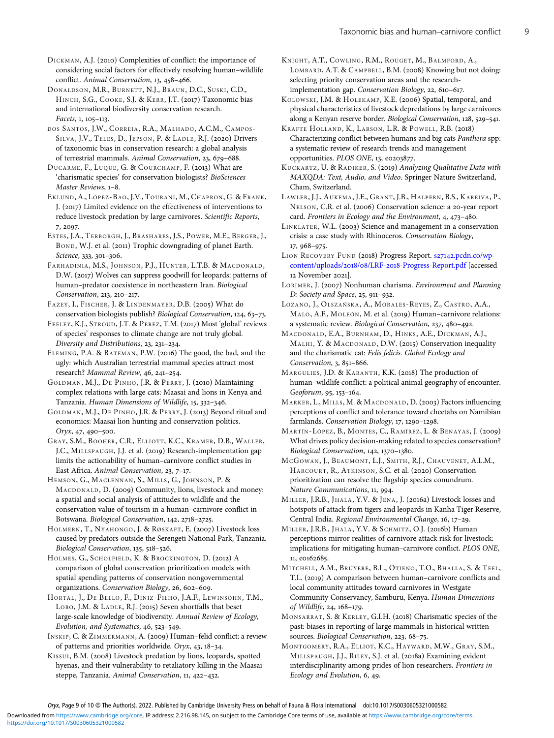Dickman, A.J. (2010) Complexities of conflict: the importance of considering social factors for effectively resolving human–wildlife conflict. *Animal Conservation*, 13, 458–466.

Donaldson, M.R., Burnett, N.J., Braun, D.C., Suski, C.D., Hinch, S.G., Cooke, S.J. & Kerr, J.T. (2017) Taxonomic bias and international biodiversity conservation research. *Facets*, 1, 105–113.

dos Santos, J.W., Correia, R.A., Malhado, A.C.M., Campos-Silva, J.V., Teles, D., Jepson, P. & Ladle, R.J. (2020) Drivers of taxonomic bias in conservation research: a global analysis of terrestrial mammals. *Animal Conservation*, 23, 679–688.

Ducarme, F., Luque, G. & Courchamp, F. (2013) What are 'charismatic species' for conservation biologists? *BioSciences Master Reviews*, 1–8.

Eklund, A., López-Bao, J.V., Tourani, M., Chapron, G. & Frank, J. (2017) Limited evidence on the effectiveness of interventions to reduce livestock predation by large carnivores. *Scientific Reports*, 7, 2097.

Estes, J.A., Terborgh, J., Brashares, J.S., Power, M.E., Berger, J., Bond, W.J. et al. (2011) Trophic downgrading of planet Earth. *Science*, 333, 301–306.

Farhadinia, M.S., Johnson, P.J., Hunter, L.T.B. & Macdonald, D.W. (2017) Wolves can suppress goodwill for leopards: patterns of human–predator coexistence in northeastern Iran. *Biological Conservation*, 213, 210–217.

Fazey, I., Fischer, J. & Lindenmayer, D.B. (2005) What do conservation biologists publish? *Biological Conservation*, 124, 63–73.

Feeley, K.J., Stroud, J.T. & Perez, T.M. (2017) Most 'global' reviews of species' responses to climate change are not truly global. *Diversity and Distributions*, 23, 231–234.

Fleming, P.A. & Bateman, P.W. (2016) The good, the bad, and the ugly: which Australian terrestrial mammal species attract most research? *Mammal Review*, 46, 241–254.

Goldman, M.J., De Pinho, J.R. & Perry, J. (2010) Maintaining complex relations with large cats: Maasai and lions in Kenya and Tanzania. *Human Dimensions of Wildlife*, 15, 332–346.

Goldman, M.J., De Pinho, J.R. & Perry, J. (2013) Beyond ritual and economics: Maasai lion hunting and conservation politics. *Oryx*, 47, 490–500.

Gray, S.M., Booher, C.R., Elliott, K.C., Kramer, D.B., Waller, J.C., Millspaugh, J.J. et al. (2019) Research-implementation gap limits the actionability of human–carnivore conflict studies in East Africa. *Animal Conservation*, 23, 7–17.

Hemson, G., Maclennan, S., Mills, G., Johnson, P. & Macdonald, D. (2009) Community, lions, livestock and money: a spatial and social analysis of attitudes to wildlife and the conservation value of tourism in a human–carnivore conflict in Botswana. *Biological Conservation*, 142, 2718–2725.

Holmern, T., Nyahongo, J. & Røskaft, E. (2007) Livestock loss caused by predators outside the Serengeti National Park, Tanzania. *Biological Conservation*, 135, 518–526.

Holmes, G., Scholfield, K. & Brockington, D. (2012) A comparison of global conservation prioritization models with spatial spending patterns of conservation nongovernmental organizations. *Conservation Biology*, 26, 602–609.

Hortal, J., De Bello, F., Diniz-Filho, J.A.F., Lewinsohn, T.M., Lobo, J.M. & Ladle, R.J. (2015) Seven shortfalls that beset large-scale knowledge of biodiversity. *Annual Review of Ecology, Evolution, and Systematics*, 46, 523–549.

Inskip, C. & Zimmermann, A. (2009) Human–felid conflict: a review of patterns and priorities worldwide. *Oryx*, 43, 18–34.

Kissui, B.M. (2008) Livestock predation by lions, leopards, spotted hyenas, and their vulnerability to retaliatory killing in the Maasai steppe, Tanzania. *Animal Conservation*, 11, 422–432.

Knight, A.T., Cowling, R.M., Rouget, M., Balmford, A., Lombard, A.T. & Campbell, B.M. (2008) Knowing but not doing: selecting priority conservation areas and the research-implementation gap. *Conservation Biology*, 22, 610–617.

Kolowski, J.M. & Holekamp, K.E. (2006) Spatial, temporal, and physical characteristics of livestock depredations by large carnivores along a Kenyan reserve border. *Biological Conservation*, 128, 529–541.

Krafte Holland, K., Larson, L.R. & Powell, R.B. (2018) Characterizing conflict between humans and big cats *Panthera* spp: a systematic review of research trends and management opportunities. *PLOS ONE*, 13, e0203877.

Kuckartz, U. & Radiker, S. (2019) *Analyzing Qualitative Data with MAXQDA: Text, Audio, and Video*. Springer Nature Switzerland, Cham, Switzerland.

Lawler, J.J., Aukema, J.E., Grant, J.B., Halpern, B.S., Kareiva, P., Nelson, C.R. et al. (2006) Conservation science: a 20-year report card. *Frontiers in Ecology and the Environment*, 4, 473–480.

Linklater, W.L. (2003) Science and management in a conservation crisis: a case study with Rhinoceros. *Conservation Biology*, 17, 968–975.

Lion Recovery Fund (2018) Progress Report. s27142.pcdn.co/wp-content/uploads/2018/08/LRF-2018-Progress-Report.pdf [accessed 12 November 2021].

Lorimer, J. (2007) Nonhuman charisma. *Environment and Planning D: Society and Space*, 25, 911–932.

Lozano, J., Olszańska, A., Morales-Reyes, Z., Castro, A.A., Malo, A.F., Moleón, M. et al. (2019) Human–carnivore relations: a systematic review. *Biological Conservation*, 237, 480–492.

Macdonald, E.A., Burnham, D., Hinks, A.E., Dickman, A.J., Malhi, Y. & Macdonald, D.W. (2015) Conservation inequality and the charismatic cat: *Felis felicis*. *Global Ecology and Conservation*, 3, 851–866.

Margulies, J.D. & Karanth, K.K. (2018) The production of human–wildlife conflict: a political animal geography of encounter. *Geoforum*, 95, 153–164.

Marker, L., Mills, M. & Macdonald, D. (2003) Factors influencing perceptions of conflict and tolerance toward cheetahs on Namibian farmlands. *Conservation Biology*, 17, 1290–1298.

Martín-López, B., Montes, C., Ramírez, L. & Benayas, J. (2009) What drives policy decision-making related to species conservation? *Biological Conservation*, 142, 1370–1380.

McGowan, J., Beaumont, L.J., Smith, R.J., Chauvenet, A.L.M., Harcourt, R., Atkinson, S.C. et al. (2020) Conservation prioritization can resolve the flagship species conundrum. *Nature Communications*, 11, 994.

Miller, J.R.B., Jhala, Y.V. & Jena, J. (2016a) Livestock losses and hotspots of attack from tigers and leopards in Kanha Tiger Reserve, Central India. *Regional Environmental Change*, 16, 17–29.

Miller, J.R.B., Jhala, Y.V. & Schmitz, O.J. (2016b) Human perceptions mirror realities of carnivore attack risk for livestock: implications for mitigating human–carnivore conflict. *PLOS ONE*, 11, e0162685.

Mitchell, A.M., Bruyere, B.L., Otieno, T.O., Bhalla, S. & Teel, T.L. (2019) A comparison between human–carnivore conflicts and local community attitudes toward carnivores in Westgate Community Conservancy, Samburu, Kenya. *Human Dimensions of Wildlife*, 24, 168–179.

Monsarrat, S. & Kerley, G.I.H. (2018) Charismatic species of the past: biases in reporting of large mammals in historical written sources. *Biological Conservation*, 223, 68–75.

Montgomery, R.A., Elliot, K.C., Hayward, M.W., Gray, S.M., Millspaugh, J.J., Riley, S.J. et al. (2018a) Examining evident interdisciplinarity among prides of lion researchers. *Frontiers in Ecology and Evolution*, 6, 49.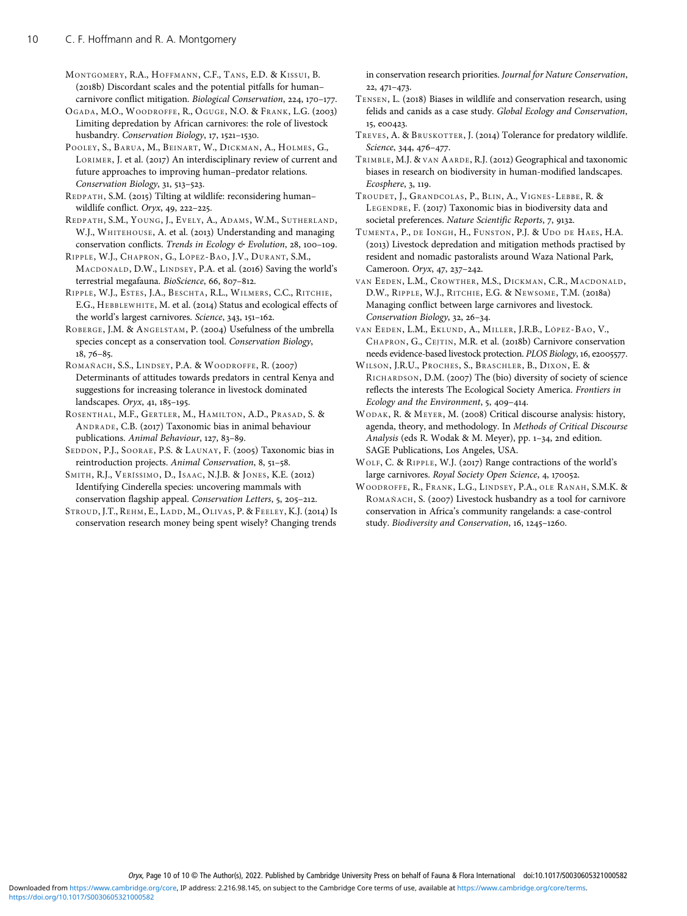Montgomery, R.A., Hoffmann, C.F., Tans, E.D. & Kissui, B. (2018b) Discordant scales and the potential pitfalls for human–carnivore conflict mitigation. *Biological Conservation*, 224, 170–177.

Ogada, M.O., Woodroffe, R., Oguge, N.O. & Frank, L.G. (2003) Limiting depredation by African carnivores: the role of livestock husbandry. *Conservation Biology*, 17, 1521–1530.

Pooley, S., Barua, M., Beinart, W., Dickman, A., Holmes, G., Lorimer, J. et al. (2017) An interdisciplinary review of current and future approaches to improving human–predator relations. *Conservation Biology*, 31, 513–523.

Redpath, S.M. (2015) Tilting at wildlife: reconsidering human–wildlife conflict. *Oryx*, 49, 222–225.

Redpath, S.M., Young, J., Evely, A., Adams, W.M., Sutherland, W.J., Whitehouse, A. et al. (2013) Understanding and managing conservation conflicts. *Trends in Ecology & Evolution*, 28, 100–109.

Ripple, W.J., Chapron, G., López-Bao, J.V., Durant, S.M., Macdonald, D.W., Lindsey, P.A. et al. (2016) Saving the world's terrestrial megafauna. *BioScience*, 66, 807–812.

Ripple, W.J., Estes, J.A., Beschta, R.L., Wilmers, C.C., Ritchie, E.G., Hebblewhite, M. et al. (2014) Status and ecological effects of the world's largest carnivores. *Science*, 343, 151–162.

Roberge, J.M. & Angelstam, P. (2004) Usefulness of the umbrella species concept as a conservation tool. *Conservation Biology*, 18, 76–85.

Romañach, S.S., Lindsey, P.A. & Woodroffe, R. (2007) Determinants of attitudes towards predators in central Kenya and suggestions for increasing tolerance in livestock dominated landscapes. *Oryx*, 41, 185–195.

Rosenthal, M.F., Gertler, M., Hamilton, A.D., Prasad, S. & Andrade, C.B. (2017) Taxonomic bias in animal behaviour publications. *Animal Behaviour*, 127, 83–89.

Seddon, P.J., Soorae, P.S. & Launay, F. (2005) Taxonomic bias in reintroduction projects. *Animal Conservation*, 8, 51–58.

Smith, R.J., Veríssimo, D., Isaac, N.J.B. & Jones, K.E. (2012) Identifying Cinderella species: uncovering mammals with conservation flagship appeal. *Conservation Letters*, 5, 205–212.

Stroud, J.T., Rehm, E., Ladd, M., Olivas, P. & Feeley, K.J. (2014) Is conservation research money being spent wisely? Changing trends in conservation research priorities. *Journal for Nature Conservation*, 22, 471–473.

Tensen, L. (2018) Biases in wildlife and conservation research, using felids and canids as a case study. *Global Ecology and Conservation*, 15, e00423.

Treves, A. & Bruskotter, J. (2014) Tolerance for predatory wildlife. *Science*, 344, 476–477.

Trimble, M.J. & van Aarde, R.J. (2012) Geographical and taxonomic biases in research on biodiversity in human-modified landscapes. *Ecosphere*, 3, 119.

Troudet, J., Grandcolas, P., Blin, A., Vignes-Lebbe, R. & Legendre, F. (2017) Taxonomic bias in biodiversity data and societal preferences. *Nature Scientific Reports*, 7, 9132.

Tumenta, P., de Iongh, H., Funston, P.J. & Udo de Haes, H.A. (2013) Livestock depredation and mitigation methods practised by resident and nomadic pastoralists around Waza National Park, Cameroon. *Oryx*, 47, 237–242.

van Eeden, L.M., Crowther, M.S., Dickman, C.R., Macdonald, D.W., Ripple, W.J., Ritchie, E.G. & Newsome, T.M. (2018a) Managing conflict between large carnivores and livestock. *Conservation Biology*, 32, 26–34.

van Eeden, L.M., Eklund, A., Miller, J.R.B., López-Bao, V., Chapron, G., Cejtin, M.R. et al. (2018b) Carnivore conservation needs evidence-based livestock protection. *PLOS Biology*, 16, e2005577.

Wilson, J.R.U., Proches, S., Braschler, B., Dixon, E. & Richardson, D.M. (2007) The (bio) diversity of society of science reflects the interests The Ecological Society America. *Frontiers in Ecology and the Environment*, 5, 409–414.

Wodak, R. & Meyer, M. (2008) Critical discourse analysis: history, agenda, theory, and methodology. In *Methods of Critical Discourse Analysis* (eds R. Wodak & M. Meyer), pp. 1–34, 2nd edition. SAGE Publications, Los Angeles, USA.

Wolf, C. & Ripple, W.J. (2017) Range contractions of the world's large carnivores. *Royal Society Open Science*, 4, 170052.

Woodroffe, R., Frank, L.G., Lindsey, P.A., ole Ranah, S.M.K. & Romañach, S. (2007) Livestock husbandry as a tool for carnivore conservation in Africa's community rangelands: a case-control study. *Biodiversity and Conservation*, 16, 1245–1260.